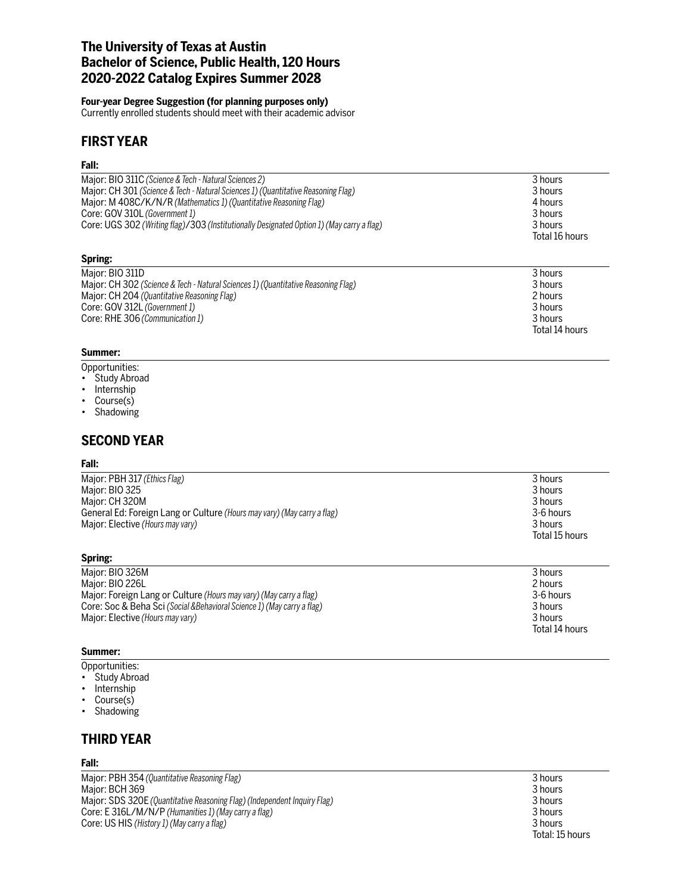# The University of Texas at Austin
# Bachelor of Science, Public Health, 120 Hours
# 2020-2022 Catalog Expires Summer 2028

**Four-year Degree Suggestion (for planning purposes only)**
Currently enrolled students should meet with their academic advisor

## FIRST YEAR

### Fall:

| Course | Hours |
|---|---|
| Major: BIO 311C *(Science & Tech - Natural Sciences 2)* | 3 hours |
| Major: CH 301 *(Science & Tech - Natural Sciences 1) (Quantitative Reasoning Flag)* | 3 hours |
| Major: M 408C/K/N/R *(Mathematics 1) (Quantitative Reasoning Flag)* | 4 hours |
| Core: GOV 310L *(Government 1)* | 3 hours |
| Core: UGS 302 *(Writing flag)*/303 *(Institutionally Designated Option 1) (May carry a flag)* | 3 hours |
| | Total 16 hours |

### Spring:

| Course | Hours |
|---|---|
| Major: BIO 311D | 3 hours |
| Major: CH 302 *(Science & Tech - Natural Sciences 1) (Quantitative Reasoning Flag)* | 3 hours |
| Major: CH 204 *(Quantitative Reasoning Flag)* | 2 hours |
| Core: GOV 312L *(Government 1)* | 3 hours |
| Core: RHE 306 *(Communication 1)* | 3 hours |
| | Total 14 hours |

### Summer:

Opportunities:
- Study Abroad
- Internship
- Course(s)
- Shadowing

## SECOND YEAR

### Fall:

| Course | Hours |
|---|---|
| Major: PBH 317 *(Ethics Flag)* | 3 hours |
| Major: BIO 325 | 3 hours |
| Major: CH 320M | 3 hours |
| General Ed: Foreign Lang or Culture *(Hours may vary) (May carry a flag)* | 3-6 hours |
| Major: Elective *(Hours may vary)* | 3 hours |
| | Total 15 hours |

### Spring:

| Course | Hours |
|---|---|
| Major: BIO 326M | 3 hours |
| Major: BIO 226L | 2 hours |
| Major: Foreign Lang or Culture *(Hours may vary) (May carry a flag)* | 3-6 hours |
| Core: Soc & Beha Sci *(Social &Behavioral Science 1) (May carry a flag)* | 3 hours |
| Major: Elective *(Hours may vary)* | 3 hours |
| | Total 14 hours |

### Summer:

Opportunities:
- Study Abroad
- Internship
- Course(s)
- Shadowing

## THIRD YEAR

### Fall:

| Course | Hours |
|---|---|
| Major: PBH 354 *(Quantitative Reasoning Flag)* | 3 hours |
| Major: BCH 369 | 3 hours |
| Major: SDS 320E *(Quantitative Reasoning Flag) (Independent Inquiry Flag)* | 3 hours |
| Core: E 316L/M/N/P *(Humanities 1) (May carry a flag)* | 3 hours |
| Core: US HIS *(History 1) (May carry a flag)* | 3 hours |
| | Total: 15 hours |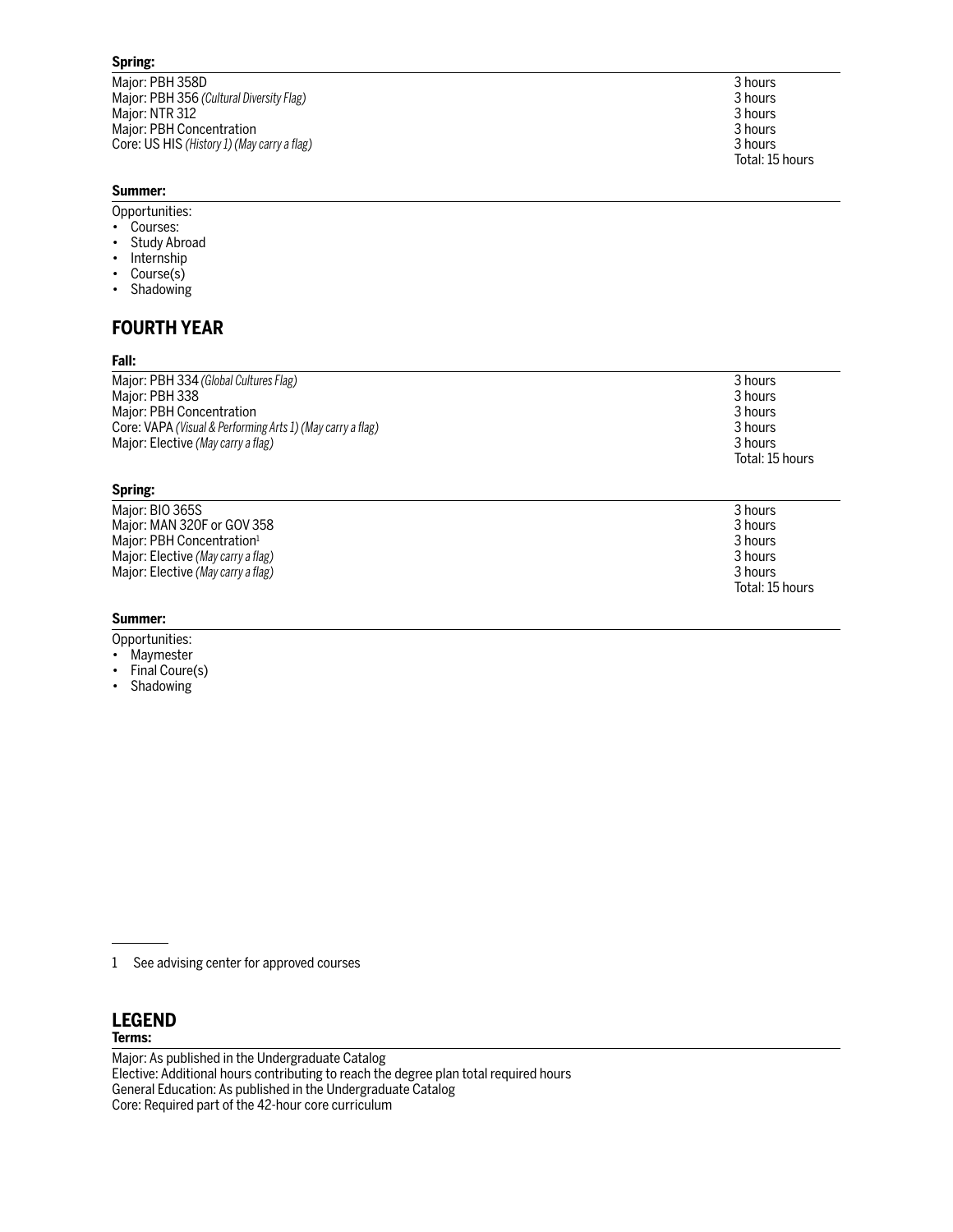**Spring:**

| | |
|---|---|
| Major: PBH 358D | 3 hours |
| Major: PBH 356 *(Cultural Diversity Flag)* | 3 hours |
| Major: NTR 312 | 3 hours |
| Major: PBH Concentration | 3 hours |
| Core: US HIS *(History 1) (May carry a flag)* | 3 hours |
| | Total: 15 hours |

**Summer:**

Opportunities:

- Courses:
- Study Abroad
- Internship
- Course(s)
- Shadowing

## FOURTH YEAR

**Fall:**

| | |
|---|---|
| Major: PBH 334 *(Global Cultures Flag)* | 3 hours |
| Major: PBH 338 | 3 hours |
| Major: PBH Concentration | 3 hours |
| Core: VAPA *(Visual & Performing Arts 1) (May carry a flag)* | 3 hours |
| Major: Elective *(May carry a flag)* | 3 hours |
| | Total: 15 hours |

**Spring:**

| | |
|---|---|
| Major: BIO 365S | 3 hours |
| Major: MAN 320F or GOV 358 | 3 hours |
| Major: PBH Concentration[1] | 3 hours |
| Major: Elective *(May carry a flag)* | 3 hours |
| Major: Elective *(May carry a flag)* | 3 hours |
| | Total: 15 hours |

**Summer:**

Opportunities:

- Maymester
- Final Coure(s)
- Shadowing

1 See advising center for approved courses

## LEGEND

**Terms:**

Major: As published in the Undergraduate Catalog
Elective: Additional hours contributing to reach the degree plan total required hours
General Education: As published in the Undergraduate Catalog
Core: Required part of the 42-hour core curriculum